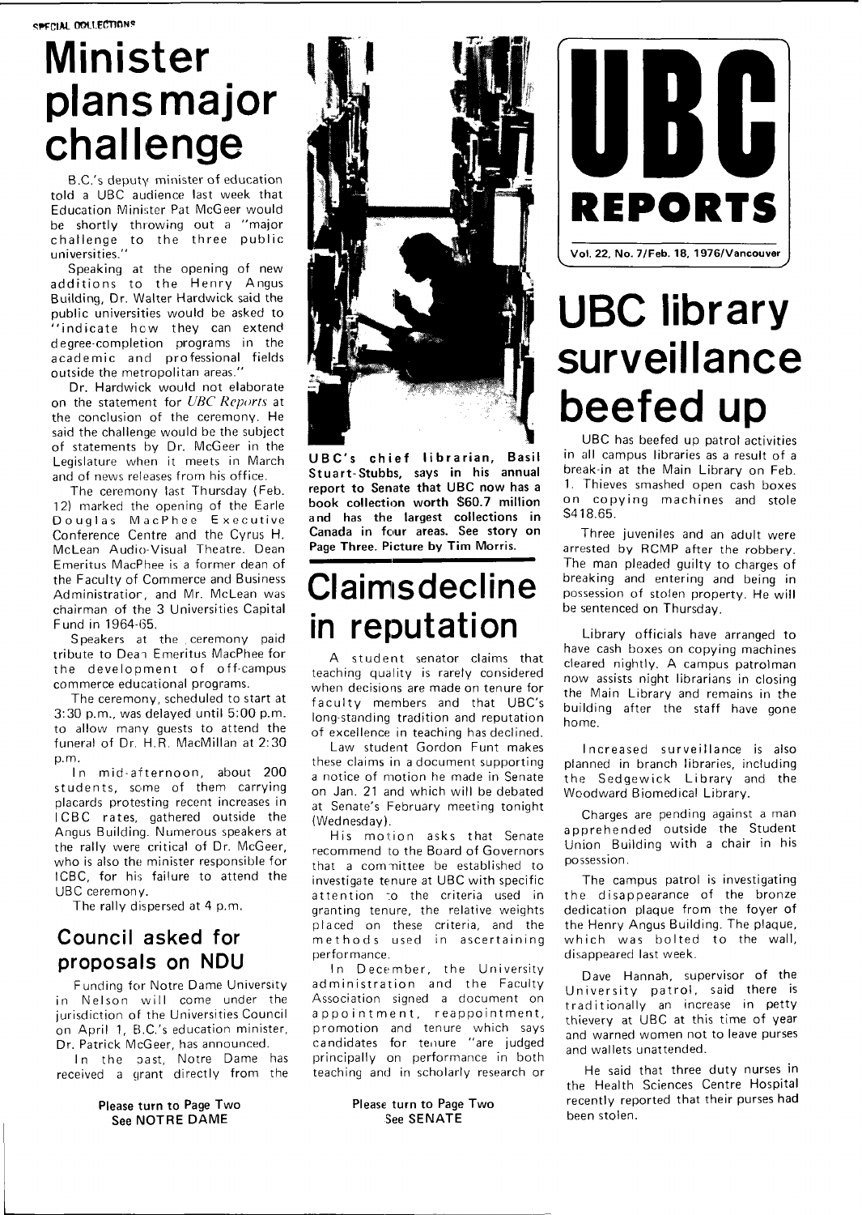SPECIAL COLLECTIONS

# UBC REPORTS

Vol. 22, No. 7/Feb. 18, 1976/Vancouver

# Minister plans major challenge

B.C.'s deputy minister of education told a UBC audience last week that Education Minister Pat McGeer would be shortly throwing out a "major challenge to the three public universities."

Speaking at the opening of new additions to the Henry Angus Building, Dr. Walter Hardwick said the public universities would be asked to "indicate how they can extend degree-completion programs in the academic and professional fields outside the metropolitan areas."

Dr. Hardwick would not elaborate on the statement for *UBC Reports* at the conclusion of the ceremony. He said the challenge would be the subject of statements by Dr. McGeer in the Legislature when it meets in March and of news releases from his office.

The ceremony last Thursday (Feb. 12) marked the opening of the Earle Douglas MacPhee Executive Conference Centre and the Cyrus H. McLean Audio-Visual Theatre. Dean Emeritus MacPhee is a former dean of the Faculty of Commerce and Business Administration, and Mr. McLean was chairman of the 3 Universities Capital Fund in 1964-65.

Speakers at the ceremony paid tribute to Dean Emeritus MacPhee for the development of off-campus commerce educational programs.

The ceremony, scheduled to start at 3:30 p.m., was delayed until 5:00 p.m. to allow many guests to attend the funeral of Dr. H.R. MacMillan at 2:30 p.m.

In mid-afternoon, about 200 students, some of them carrying placards protesting recent increases in ICBC rates, gathered outside the Angus Building. Numerous speakers at the rally were critical of Dr. McGeer, who is also the minister responsible for ICBC, for his failure to attend the UBC ceremony.

The rally dispersed at 4 p.m.

## Council asked for proposals on NDU

Funding for Notre Dame University in Nelson will come under the jurisdiction of the Universities Council on April 1, B.C.'s education minister, Dr. Patrick McGeer, has announced.

In the past, Notre Dame has received a grant directly from the

**Please turn to Page Two**
**See NOTRE DAME**

**UBC's chief librarian, Basil Stuart-Stubbs, says in his annual report to Senate that UBC now has a book collection worth $60.7 million and has the largest collections in Canada in four areas. See story on Page Three. Picture by Tim Morris.**

# Claims decline in reputation

A student senator claims that teaching quality is rarely considered when decisions are made on tenure for faculty members and that UBC's long-standing tradition and reputation of excellence in teaching has declined.

Law student Gordon Funt makes these claims in a document supporting a notice of motion he made in Senate on Jan. 21 and which will be debated at Senate's February meeting tonight (Wednesday).

His motion asks that Senate recommend to the Board of Governors that a committee be established to investigate tenure at UBC with specific attention to the criteria used in granting tenure, the relative weights placed on these criteria, and the methods used in ascertaining performance.

In December, the University administration and the Faculty Association signed a document on appointment, reappointment, promotion and tenure which says candidates for tenure "are judged principally on performance in both teaching and in scholarly research or

**Please turn to Page Two**
**See SENATE**

# UBC library surveillance beefed up

UBC has beefed up patrol activities in all campus libraries as a result of a break-in at the Main Library on Feb. 1. Thieves smashed open cash boxes on copying machines and stole $418.65.

Three juveniles and an adult were arrested by RCMP after the robbery. The man pleaded guilty to charges of breaking and entering and being in possession of stolen property. He will be sentenced on Thursday.

Library officials have arranged to have cash boxes on copying machines cleared nightly. A campus patrolman now assists night librarians in closing the Main Library and remains in the building after the staff have gone home.

Increased surveillance is also planned in branch libraries, including the Sedgewick Library and the Woodward Biomedical Library.

Charges are pending against a man apprehended outside the Student Union Building with a chair in his possession.

The campus patrol is investigating the disappearance of the bronze dedication plaque from the foyer of the Henry Angus Building. The plaque, which was bolted to the wall, disappeared last week.

Dave Hannah, supervisor of the University patrol, said there is traditionally an increase in petty thievery at UBC at this time of year and warned women not to leave purses and wallets unattended.

He said that three duty nurses in the Health Sciences Centre Hospital recently reported that their purses had been stolen.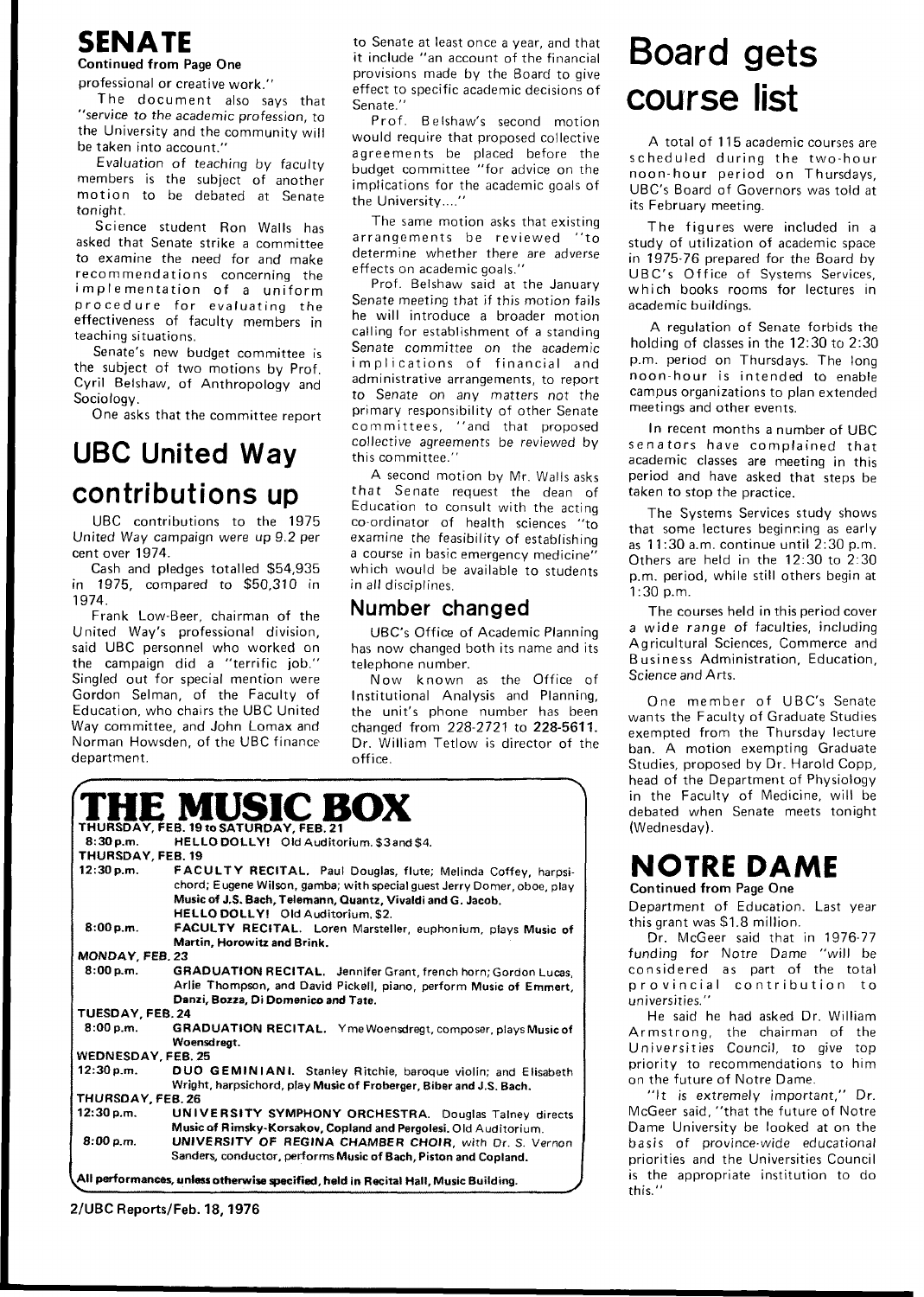## SENATE

**Continued from Page One**

professional or creative work."

The document also says that "service to the academic profession, to the University and the community will be taken into account."

Evaluation of teaching by faculty members is the subject of another motion to be debated at Senate tonight.

Science student Ron Walls has asked that Senate strike a committee to examine the need for and make recommendations concerning the implementation of a uniform procedure for evaluating the effectiveness of faculty members in teaching situations.

Senate's new budget committee is the subject of two motions by Prof. Cyril Belshaw, of Anthropology and Sociology.

One asks that the committee report to Senate at least once a year, and that it include "an account of the financial provisions made by the Board to give effect to specific academic decisions of Senate."

Prof. Belshaw's second motion would require that proposed collective agreements be placed before the budget committee "for advice on the implications for the academic goals of the University...."

The same motion asks that existing arrangements be reviewed "to determine whether there are adverse effects on academic goals."

Prof. Belshaw said at the January Senate meeting that if this motion fails he will introduce a broader motion calling for establishment of a standing Senate committee on the academic implications of financial and administrative arrangements, to report to Senate on any matters not the primary responsibility of other Senate committees, "and that proposed collective agreements be reviewed by this committee."

A second motion by Mr. Walls asks that Senate request the dean of Education to consult with the acting co-ordinator of health sciences "to examine the feasibility of establishing a course in basic emergency medicine" which would be available to students in all disciplines.

## UBC United Way contributions up

UBC contributions to the 1975 United Way campaign were up 9.2 per cent over 1974.

Cash and pledges totalled $54,935 in 1975, compared to $50,310 in 1974.

Frank Low-Beer, chairman of the United Way's professional division, said UBC personnel who worked on the campaign did a "terrific job." Singled out for special mention were Gordon Selman, of the Faculty of Education, who chairs the UBC United Way committee, and John Lomax and Norman Howsden, of the UBC finance department.

## Number changed

UBC's Office of Academic Planning has now changed both its name and its telephone number.

Now known as the Office of Institutional Analysis and Planning, the unit's phone number has been changed from 228-2721 to **228-5611.** Dr. William Tetlow is director of the office.

## Board gets course list

A total of 115 academic courses are scheduled during the two-hour noon-hour period on Thursdays, UBC's Board of Governors was told at its February meeting.

The figures were included in a study of utilization of academic space in 1975-76 prepared for the Board by UBC's Office of Systems Services, which books rooms for lectures in academic buildings.

A regulation of Senate forbids the holding of classes in the 12:30 to 2:30 p.m. period on Thursdays. The long noon-hour is intended to enable campus organizations to plan extended meetings and other events.

In recent months a number of UBC senators have complained that academic classes are meeting in this period and have asked that steps be taken to stop the practice.

The Systems Services study shows that some lectures beginning as early as 11:30 a.m. continue until 2:30 p.m. Others are held in the 12:30 to 2:30 p.m. period, while still others begin at 1:30 p.m.

The courses held in this period cover a wide range of faculties, including Agricultural Sciences, Commerce and Business Administration, Education, Science and Arts.

One member of UBC's Senate wants the Faculty of Graduate Studies exempted from the Thursday lecture ban. A motion exempting Graduate Studies, proposed by Dr. Harold Copp, head of the Department of Physiology in the Faculty of Medicine, will be debated when Senate meets tonight (Wednesday).

## THE MUSIC BOX

**THURSDAY, FEB. 19 to SATURDAY, FEB. 21**

**8:30 p.m.** — **HELLO DOLLY!** Old Auditorium. $3 and $4.

**THURSDAY, FEB. 19**

**12:30 p.m.** — **FACULTY RECITAL.** Paul Douglas, flute; Melinda Coffey, harpsichord; Eugene Wilson, gamba; with special guest Jerry Domer, oboe, play **Music of J.S. Bach, Telemann, Quantz, Vivaldi and G. Jacob.**
**HELLO DOLLY!** Old Auditorium, $2.

**8:00 p.m.** — **FACULTY RECITAL.** Loren Marsteller, euphonium, plays **Music of Martin, Horowitz and Brink.**

**MONDAY, FEB. 23**

**8:00 p.m.** — **GRADUATION RECITAL.** Jennifer Grant, french horn; Gordon Lucas, Arlie Thompson, and David Pickell, piano, perform **Music of Emmert, Danzi, Bozza, Di Domenico and Tate.**

**TUESDAY, FEB. 24**

**8:00 p.m.** — **GRADUATION RECITAL.** Yme Woensdregt, composer, plays **Music of Woensdregt.**

**WEDNESDAY, FEB. 25**

**12:30 p.m.** — **DUO GEMINIANI.** Stanley Ritchie, baroque violin; and Elisabeth Wright, harpsichord, play **Music of Froberger, Biber and J.S. Bach.**

**THURSDAY, FEB. 26**

**12:30 p.m.** — **UNIVERSITY SYMPHONY ORCHESTRA.** Douglas Talney directs **Music of Rimsky-Korsakov, Copland and Pergolesi.** Old Auditorium.

**8:00 p.m.** — **UNIVERSITY OF REGINA CHAMBER CHOIR**, with Dr. S. Vernon Sanders, conductor, performs **Music of Bach, Piston and Copland.**

**All performances, unless otherwise specified, held in Recital Hall, Music Building.**

## NOTRE DAME

**Continued from Page One**

Department of Education. Last year this grant was $1.8 million.

Dr. McGeer said that in 1976-77 funding for Notre Dame "will be considered as part of the total provincial contribution to universities."

He said he had asked Dr. William Armstrong, the chairman of the Universities Council, to give top priority to recommendations to him on the future of Notre Dame.

"It is extremely important," Dr. McGeer said, "that the future of Notre Dame University be looked at on the basis of province-wide educational priorities and the Universities Council is the appropriate institution to do this."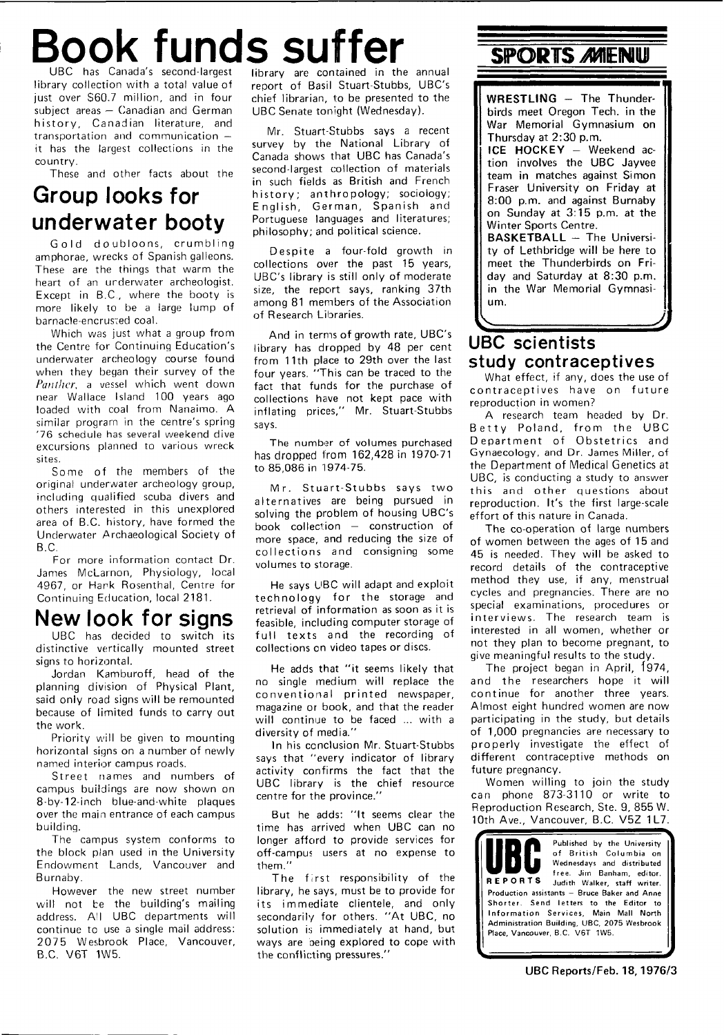# Book funds suffer

UBC has Canada's second-largest library collection with a total value of just over $60.7 million, and in four subject areas — Canadian and German history, Canadian literature, and transportation and communication — it has the largest collections in the country.

These and other facts about the library are contained in the annual report of Basil Stuart-Stubbs, UBC's chief librarian, to be presented to the UBC Senate tonight (Wednesday).

Mr. Stuart-Stubbs says a recent survey by the National Library of Canada shows that UBC has Canada's second-largest collection of materials in such fields as British and French history; anthropology; sociology; English, German, Spanish and Portuguese languages and literatures; philosophy; and political science.

Despite a four-fold growth in collections over the past 15 years, UBC's library is still only of moderate size, the report says, ranking 37th among 81 members of the Association of Research Libraries.

And in terms of growth rate, UBC's library has dropped by 48 per cent from 11th place to 29th over the last four years. "This can be traced to the fact that funds for the purchase of collections have not kept pace with inflating prices," Mr. Stuart-Stubbs says.

The number of volumes purchased has dropped from 162,428 in 1970-71 to 85,086 in 1974-75.

Mr. Stuart-Stubbs says two alternatives are being pursued in solving the problem of housing UBC's book collection — construction of more space, and reducing the size of collections and consigning some volumes to storage.

He says UBC will adapt and exploit technology for the storage and retrieval of information as soon as it is feasible, including computer storage of full texts and the recording of collections on video tapes or discs.

He adds that "it seems likely that no single medium will replace the conventional printed newspaper, magazine or book, and that the reader will continue to be faced ... with a diversity of media."

In his conclusion Mr. Stuart-Stubbs says that "every indicator of library activity confirms the fact that the UBC library is the chief resource centre for the province."

But he adds: "It seems clear the time has arrived when UBC can no longer afford to provide services for off-campus users at no expense to them."

The first responsibility of the library, he says, must be to provide for its immediate clientele, and only secondarily for others. "At UBC, no solution is immediately at hand, but ways are being explored to cope with the conflicting pressures."

## Group looks for underwater booty

Gold doubloons, crumbling amphorae, wrecks of Spanish galleons. These are the things that warm the heart of an underwater archeologist. Except in B.C., where the booty is more likely to be a large lump of barnacle-encrusted coal.

Which was just what a group from the Centre for Continuing Education's underwater archeology course found when they began their survey of the *Panther*, a vessel which went down near Wallace Island 100 years ago loaded with coal from Nanaimo. A similar program in the centre's spring '76 schedule has several weekend dive excursions planned to various wreck sites.

Some of the members of the original underwater archeology group, including qualified scuba divers and others interested in this unexplored area of B.C. history, have formed the Underwater Archaeological Society of B.C.

For more information contact Dr. James McLarnon, Physiology, local 4967, or Hank Rosenthal, Centre for Continuing Education, local 2181.

# New look for signs

UBC has decided to switch its distinctive vertically mounted street signs to horizontal.

Jordan Kamburoff, head of the planning division of Physical Plant, said only road signs will be remounted because of limited funds to carry out the work.

Priority will be given to mounting horizontal signs on a number of newly named interior campus roads.

Street names and numbers of campus buildings are now shown on 8-by-12-inch blue-and-white plaques over the main entrance of each campus building.

The campus system conforms to the block plan used in the University Endowment Lands, Vancouver and Burnaby.

However the new street number will not be the building's mailing address. All UBC departments will continue to use a single mail address: 2075 Wesbrook Place, Vancouver, B.C. V6T 1W5.

## SPORTS MENU

**WRESTLING** — The Thunderbirds meet Oregon Tech. in the War Memorial Gymnasium on Thursday at 2:30 p.m.

**ICE HOCKEY** — Weekend action involves the UBC Jayvee team in matches against Simon Fraser University on Friday at 8:00 p.m. and against Burnaby on Sunday at 3:15 p.m. at the Winter Sports Centre.

**BASKETBALL** — The University of Lethbridge will be here to meet the Thunderbirds on Friday and Saturday at 8:30 p.m. in the War Memorial Gymnasium.

## UBC scientists study contraceptives

What effect, if any, does the use of contraceptives have on future reproduction in women?

A research team headed by Dr. Betty Poland, from the UBC Department of Obstetrics and Gynaecology, and Dr. James Miller, of the Department of Medical Genetics at UBC, is conducting a study to answer this and other questions about reproduction. It's the first large-scale effort of this nature in Canada.

The co-operation of large numbers of women between the ages of 15 and 45 is needed. They will be asked to record details of the contraceptive method they use, if any, menstrual cycles and pregnancies. There are no special examinations, procedures or interviews. The research team is interested in all women, whether or not they plan to become pregnant, to give meaningful results to the study.

The project began in April, 1974, and the researchers hope it will continue for another three years. Almost eight hundred women are now participating in the study, but details of 1,000 pregnancies are necessary to properly investigate the effect of different contraceptive methods on future pregnancy.

Women willing to join the study can phone 873-3110 or write to Reproduction Research, Ste. 9, 855 W. 10th Ave., Vancouver, B.C. V5Z 1L7.

**UBC REPORTS** Published by the University of British Columbia on Wednesdays and distributed free. Jim Banham, editor. Judith Walker, staff writer. Production assistants — Bruce Baker and Anne Shorter. Send letters to the Editor to Information Services, Main Mall North Administration Building, UBC, 2075 Wesbrook Place, Vancouver, B.C. V6T 1W5.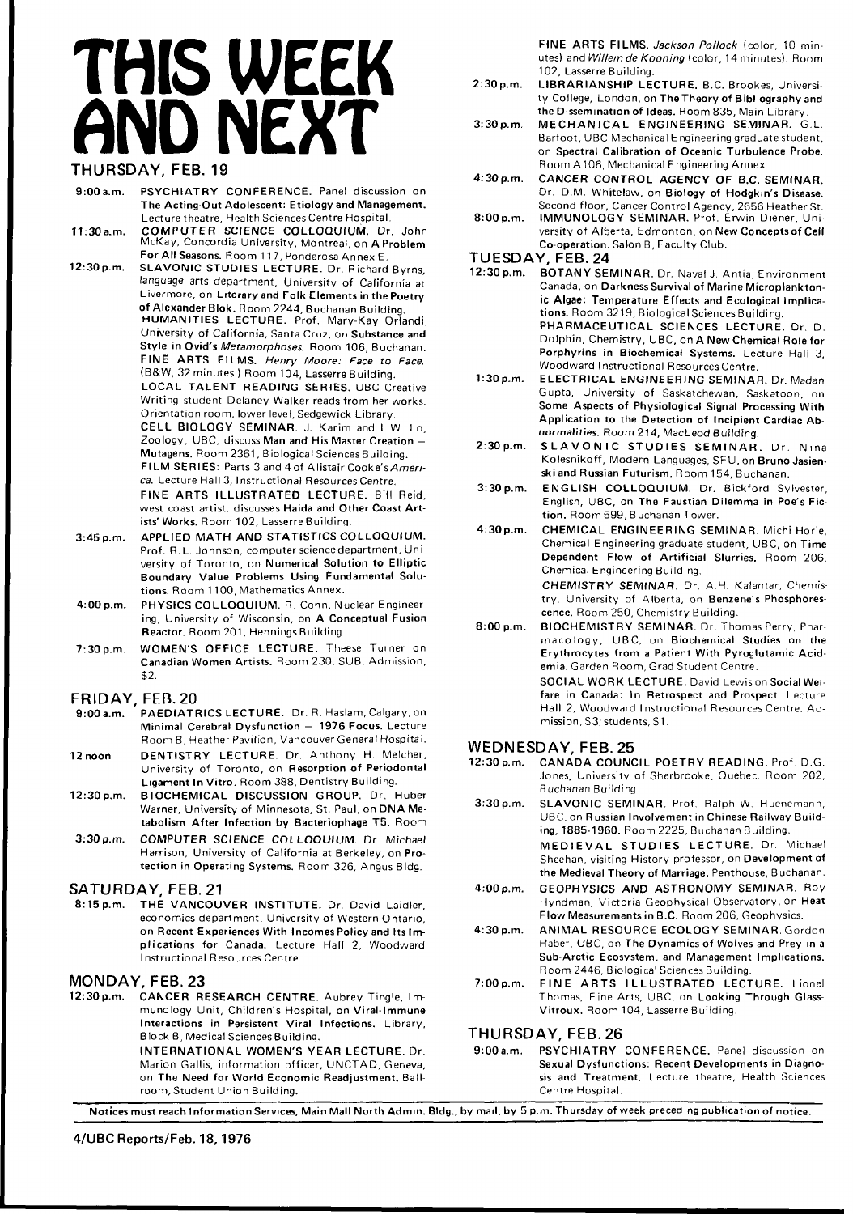# THIS WEEK AND NEXT

## THURSDAY, FEB. 19

**9:00 a.m.** PSYCHIATRY CONFERENCE. Panel discussion on **The Acting-Out Adolescent: Etiology and Management.** Lecture theatre, Health Sciences Centre Hospital.

**11:30 a.m.** COMPUTER SCIENCE COLLOQUIUM. Dr. John McKay, Concordia University, Montreal, on **A Problem For All Seasons.** Room 117, Ponderosa Annex E.

**12:30 p.m.** SLAVONIC STUDIES LECTURE. Dr. Richard Byrns, language arts department, University of California at Livermore, on **Literary and Folk Elements in the Poetry of Alexander Blok.** Room 2244, Buchanan Building.

HUMANITIES LECTURE. Prof. Mary-Kay Orlandi, University of California, Santa Cruz, on **Substance and Style in Ovid's *Metamorphoses.*** Room 106, Buchanan.

FINE ARTS FILMS. *Henry Moore: Face to Face.* (B&W, 32 minutes.) Room 104, Lasserre Building.

LOCAL TALENT READING SERIES. UBC Creative Writing student Delaney Walker reads from her works. Orientation room, lower level, Sedgewick Library.

CELL BIOLOGY SEMINAR. J. Karim and L.W. Lo, Zoology, UBC, discuss **Man and His Master Creation – Mutagens.** Room 2361, Biological Sciences Building.

FILM SERIES: Parts 3 and 4 of Alistair Cooke's *America.* Lecture Hall 3, Instructional Resources Centre.

FINE ARTS ILLUSTRATED LECTURE. Bill Reid, west coast artist, discusses **Haida and Other Coast Artists' Works.** Room 102, Lasserre Building.

**3:45 p.m.** APPLIED MATH AND STATISTICS COLLOQUIUM. Prof. R.L. Johnson, computer science department, University of Toronto, on **Numerical Solution to Elliptic Boundary Value Problems Using Fundamental Solutions.** Room 1100, Mathematics Annex.

**4:00 p.m.** PHYSICS COLLOQUIUM. R. Conn, Nuclear Engineering, University of Wisconsin, on **A Conceptual Fusion Reactor.** Room 201, Hennings Building.

**7:30 p.m.** WOMEN'S OFFICE LECTURE. Theese Turner on **Canadian Women Artists.** Room 230, SUB. Admission, $2.

## FRIDAY, FEB. 20

**9:00 a.m.** PAEDIATRICS LECTURE. Dr. R. Haslam, Calgary, on **Minimal Cerebral Dysfunction – 1976 Focus.** Lecture Room B, Heather Pavilion, Vancouver General Hospital.

**12 noon** DENTISTRY LECTURE. Dr. Anthony H. Melcher, University of Toronto, on **Resorption of Periodontal Ligament In Vitro.** Room 388, Dentistry Building.

**12:30 p.m.** BIOCHEMICAL DISCUSSION GROUP. Dr. Huber Warner, University of Minnesota, St. Paul, on **DNA Metabolism After Infection by Bacteriophage T5.** Room 226, Angus Bldg.

**3:30 p.m.** COMPUTER SCIENCE COLLOQUIUM. Dr. Michael Harrison, University of California at Berkeley, on **Protection in Operating Systems.** Room 326, Angus Bldg.

## SATURDAY, FEB. 21

**8:15 p.m.** THE VANCOUVER INSTITUTE. Dr. David Laidler, economics department, University of Western Ontario, on **Recent Experiences With Incomes Policy and Its Implications for Canada.** Lecture Hall 2, Woodward Instructional Resources Centre.

## MONDAY, FEB. 23

**12:30 p.m.** CANCER RESEARCH CENTRE. Aubrey Tingle, Immunology Unit, Children's Hospital, on **Viral-Immune Interactions in Persistent Viral Infections.** Library, Block B, Medical Sciences Building.

INTERNATIONAL WOMEN'S YEAR LECTURE. Dr. Marion Gallis, information officer, UNCTAD, Geneva, on **The Need for World Economic Readjustment.** Ballroom, Student Union Building.

FINE ARTS FILMS. *Jackson Pollock* (color, 10 minutes) and *Willem de Kooning* (color, 14 minutes). Room 102, Lasserre Building.

**2:30 p.m.** LIBRARIANSHIP LECTURE. B.C. Brookes, University College, London, on **The Theory of Bibliography and the Dissemination of Ideas.** Room 835, Main Library.

**3:30 p.m.** MECHANICAL ENGINEERING SEMINAR. G.L. Barfoot, UBC Mechanical Engineering graduate student, on **Spectral Calibration of Oceanic Turbulence Probe.** Room A106, Mechanical Engineering Annex.

**4:30 p.m.** CANCER CONTROL AGENCY OF B.C. SEMINAR. Dr. D.M. Whitelaw, on **Biology of Hodgkin's Disease.** Second floor, Cancer Control Agency, 2656 Heather St.

**8:00 p.m.** IMMUNOLOGY SEMINAR. Prof. Erwin Diener, University of Alberta, Edmonton, on **New Concepts of Cell Co-operation.** Salon B, Faculty Club.

## TUESDAY, FEB. 24

**12:30 p.m.** BOTANY SEMINAR. Dr. Naval J. Antia, Environment Canada, on **Darkness Survival of Marine Microplanktonic Algae: Temperature Effects and Ecological Implications.** Room 3219, Biological Sciences Building.

PHARMACEUTICAL SCIENCES LECTURE. Dr. D. Dolphin, Chemistry, UBC, on **A New Chemical Role for Porphyrins in Biochemical Systems.** Lecture Hall 3, Woodward Instructional Resources Centre.

**1:30 p.m.** ELECTRICAL ENGINEERING SEMINAR. Dr. Madan Gupta, University of Saskatchewan, Saskatoon, on **Some Aspects of Physiological Signal Processing With Application to the Detection of Incipient Cardiac Abnormalities.** Room 214, MacLeod Building.

**2:30 p.m.** SLAVONIC STUDIES SEMINAR. Dr. Nina Kolesnikoff, Modern Languages, SFU, on **Bruno Jasienski and Russian Futurism.** Room 154, Buchanan.

**3:30 p.m.** ENGLISH COLLOQUIUM. Dr. Bickford Sylvester, English, UBC, on **The Faustian Dilemma in Poe's Fiction.** Room 599, Buchanan Tower.

**4:30 p.m.** CHEMICAL ENGINEERING SEMINAR. Michi Horie, Chemical Engineering graduate student, UBC, on **Time Dependent Flow of Artificial Slurries.** Room 206, Chemical Engineering Building.

CHEMISTRY SEMINAR. Dr. A.H. Kalantar, Chemistry, University of Alberta, on **Benzene's Phosphorescence.** Room 250, Chemistry Building.

**8:00 p.m.** BIOCHEMISTRY SEMINAR. Dr. Thomas Perry, Pharmacology, UBC, on **Biochemical Studies on the Erythrocytes from a Patient With Pyroglutamic Acidemia.** Garden Room, Grad Student Centre.

SOCIAL WORK LECTURE. David Lewis on **Social Welfare in Canada: In Retrospect and Prospect.** Lecture Hall 2, Woodward Instructional Resources Centre. Admission, $3; students, $1.

## WEDNESDAY, FEB. 25

**12:30 p.m.** CANADA COUNCIL POETRY READING. Prof. D.G. Jones, University of Sherbrooke, Quebec. Room 202, Buchanan Building.

**3:30 p.m.** SLAVONIC SEMINAR. Prof. Ralph W. Huenemann, UBC, on **Russian Involvement in Chinese Railway Building, 1885-1960.** Room 2225, Buchanan Building.

MEDIEVAL STUDIES LECTURE. Dr. Michael Sheehan, visiting History professor, on **Development of the Medieval Theory of Marriage.** Penthouse, Buchanan.

**4:00 p.m.** GEOPHYSICS AND ASTRONOMY SEMINAR. Roy Hyndman, Victoria Geophysical Observatory, on **Heat Flow Measurements in B.C.** Room 206, Geophysics.

**4:30 p.m.** ANIMAL RESOURCE ECOLOGY SEMINAR. Gordon Haber, UBC, on **The Dynamics of Wolves and Prey in a Sub-Arctic Ecosystem, and Management Implications.** Room 2446, Biological Sciences Building.

**7:00 p.m.** FINE ARTS ILLUSTRATED LECTURE. Lionel Thomas, Fine Arts, UBC, on **Looking Through Glass-Vitroux.** Room 104, Lasserre Building.

## THURSDAY, FEB. 26

**9:00 a.m.** PSYCHIATRY CONFERENCE. Panel discussion on **Sexual Dysfunctions: Recent Developments in Diagnosis and Treatment.** Lecture theatre, Health Sciences Centre Hospital.

**Notices must reach Information Services, Main Mall North Admin. Bldg., by mail, by 5 p.m. Thursday of week preceding publication of notice.**